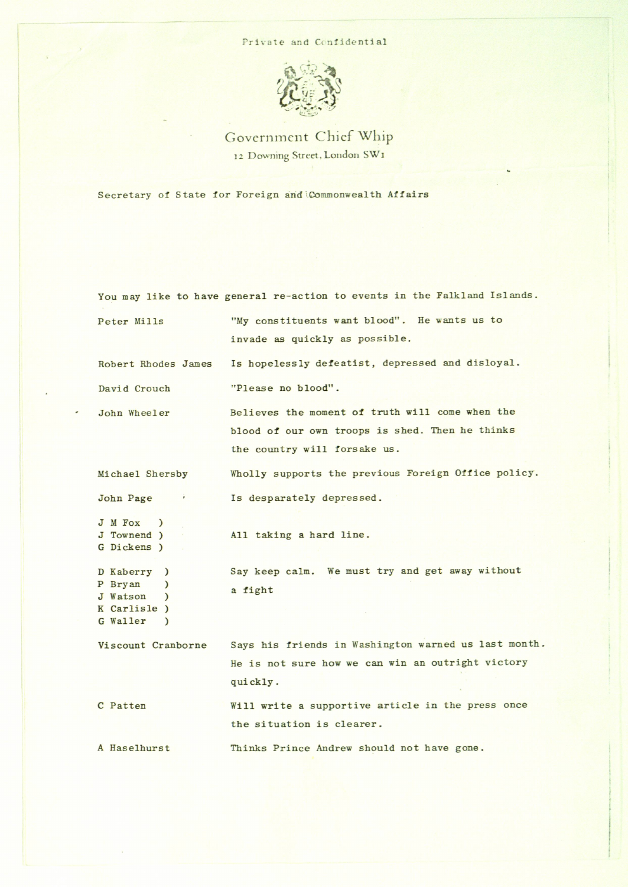Private and Confidential

Government Chief Whip

12 Downing Street, London SW1

Secretary of State for Foreign and Commonwealth Affairs

You may like to have general re-action to events in the Falkland Islands.

| | |
|---|---|
| Peter Mills | "My constituents want blood". He wants us to invade as quickly as possible. |
| Robert Rhodes James | Is hopelessly defeatist, depressed and disloyal. |
| David Crouch | "Please no blood". |
| John Wheeler | Believes the moment of truth will come when the blood of our own troops is shed. Then he thinks the country will forsake us. |
| Michael Shersby | Wholly supports the previous Foreign Office policy. |
| John Page | Is desparately depressed. |
| J M Fox ) J Townend ) G Dickens ) | All taking a hard line. |
| D Kaberry ) P Bryan ) J Watson ) K Carlisle ) G Waller ) | Say keep calm. We must try and get away without a fight |
| Viscount Cranborne | Says his friends in Washington warned us last month. He is not sure how we can win an outright victory quickly. |
| C Patten | Will write a supportive article in the press once the situation is clearer. |
| A Haselhurst | Thinks Prince Andrew should not have gone. |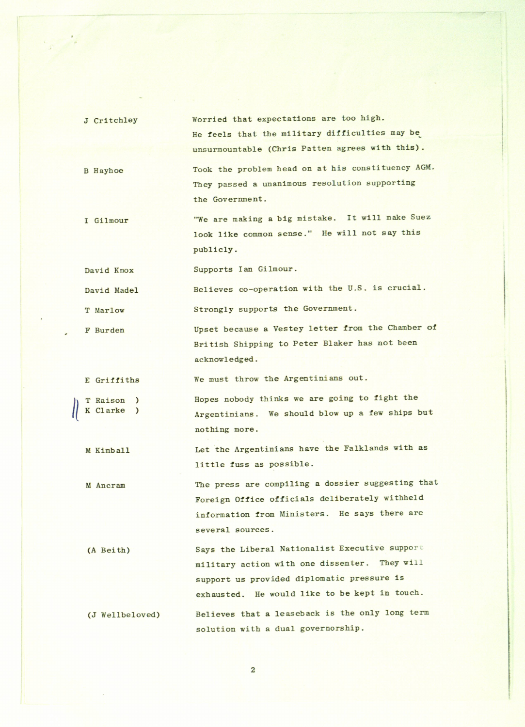| | |
|---|---|
| J Critchley | Worried that expectations are too high. He feels that the military difficulties may be unsurmountable (Chris Patten agrees with this). |
| B Hayhoe | Took the problem head on at his constituency AGM. They passed a unanimous resolution supporting the Government. |
| I Gilmour | "We are making a big mistake. It will make Suez look like common sense." He will not say this publicly. |
| David Knox | Supports Ian Gilmour. |
| David Madel | Believes co-operation with the U.S. is crucial. |
| T Marlow | Strongly supports the Government. |
| F Burden | Upset because a Vestey letter from the Chamber of British Shipping to Peter Blaker has not been acknowledged. |
| E Griffiths | We must throw the Argentinians out. |
| T Raison ) K Clarke ) | Hopes nobody thinks we are going to fight the Argentinians. We should blow up a few ships but nothing more. |
| M Kimball | Let the Argentinians have the Falklands with as little fuss as possible. |
| M Ancram | The press are compiling a dossier suggesting that Foreign Office officials deliberately withheld information from Ministers. He says there are several sources. |
| (A Beith) | Says the Liberal Nationalist Executive support military action with one dissenter. They will support us provided diplomatic pressure is exhausted. He would like to be kept in touch. |
| (J Wellbeloved) | Believes that a leaseback is the only long term solution with a dual governorship. |